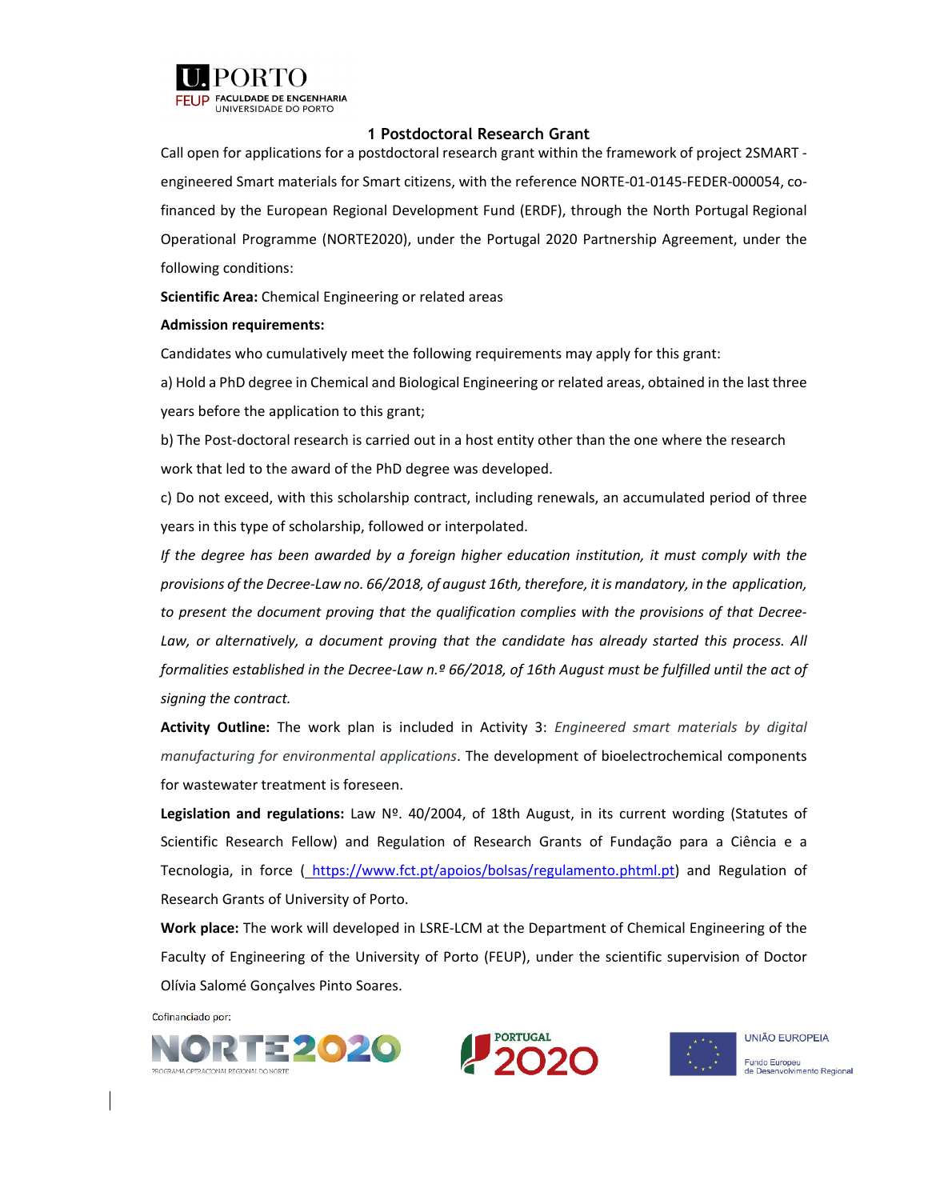# 1 Postdoctoral Research Grant

Call open for applications for a postdoctoral research grant within the framework of project 2SMART - engineered Smart materials for Smart citizens, with the reference NORTE-01-0145-FEDER-000054, co-financed by the European Regional Development Fund (ERDF), through the North Portugal Regional Operational Programme (NORTE2020), under the Portugal 2020 Partnership Agreement, under the following conditions:

**Scientific Area:** Chemical Engineering or related areas

**Admission requirements:**

Candidates who cumulatively meet the following requirements may apply for this grant:

a) Hold a PhD degree in Chemical and Biological Engineering or related areas, obtained in the last three years before the application to this grant;

b) The Post-doctoral research is carried out in a host entity other than the one where the research work that led to the award of the PhD degree was developed.

c) Do not exceed, with this scholarship contract, including renewals, an accumulated period of three years in this type of scholarship, followed or interpolated.

*If the degree has been awarded by a foreign higher education institution, it must comply with the provisions of the Decree-Law no. 66/2018, of august 16th, therefore, it is mandatory, in the application, to present the document proving that the qualification complies with the provisions of that Decree-Law, or alternatively, a document proving that the candidate has already started this process. All formalities established in the Decree-Law n.º 66/2018, of 16th August must be fulfilled until the act of signing the contract.*

**Activity Outline:** The work plan is included in Activity 3: *Engineered smart materials by digital manufacturing for environmental applications*. The development of bioelectrochemical components for wastewater treatment is foreseen.

**Legislation and regulations:** Law Nº. 40/2004, of 18th August, in its current wording (Statutes of Scientific Research Fellow) and Regulation of Research Grants of Fundação para a Ciência e a Tecnologia, in force ( https://www.fct.pt/apoios/bolsas/regulamento.phtml.pt) and Regulation of Research Grants of University of Porto.

**Work place:** The work will developed in LSRE-LCM at the Department of Chemical Engineering of the Faculty of Engineering of the University of Porto (FEUP), under the scientific supervision of Doctor Olívia Salomé Gonçalves Pinto Soares.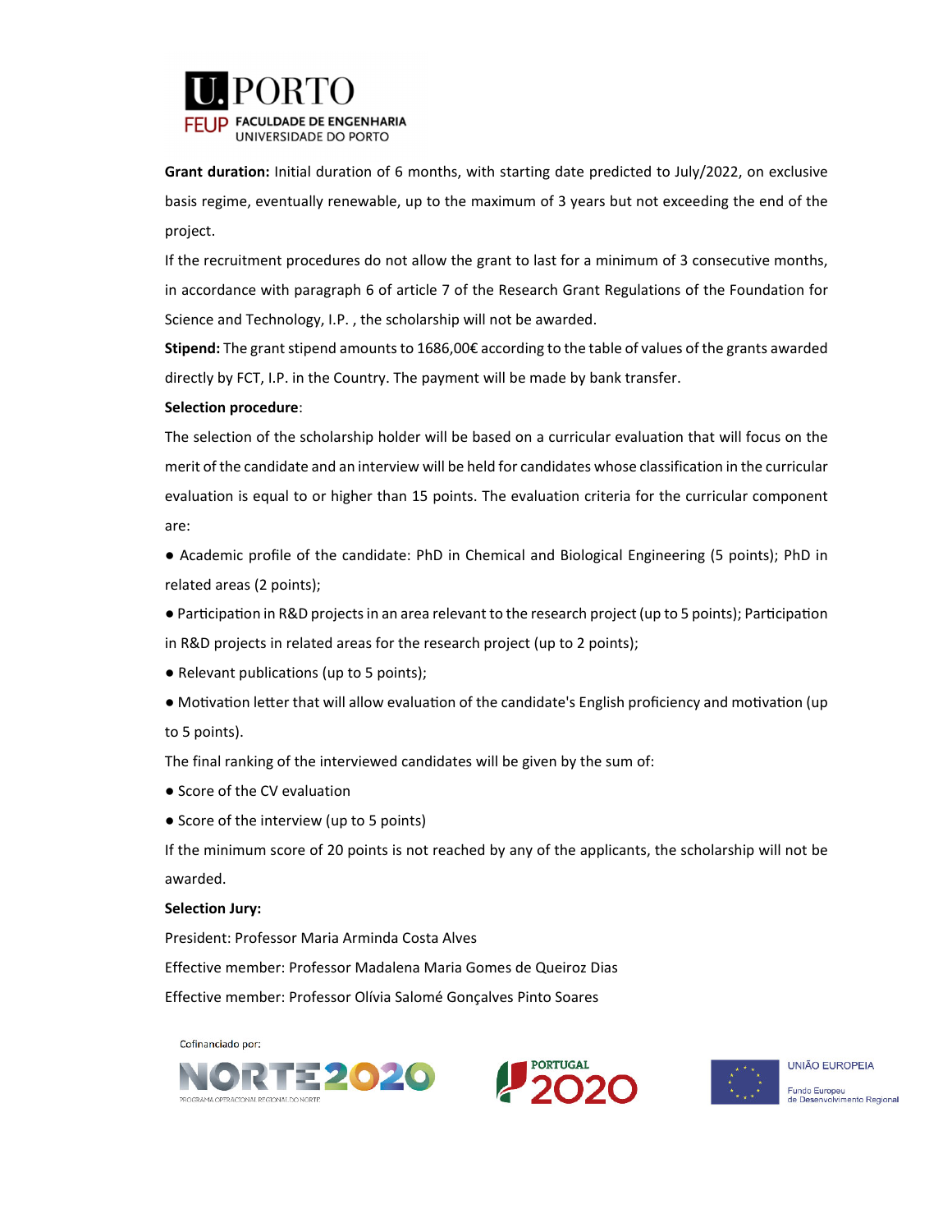**Grant duration:** Initial duration of 6 months, with starting date predicted to July/2022, on exclusive basis regime, eventually renewable, up to the maximum of 3 years but not exceeding the end of the project.

If the recruitment procedures do not allow the grant to last for a minimum of 3 consecutive months, in accordance with paragraph 6 of article 7 of the Research Grant Regulations of the Foundation for Science and Technology, I.P. , the scholarship will not be awarded.

**Stipend:** The grant stipend amounts to 1686,00€ according to the table of values of the grants awarded directly by FCT, I.P. in the Country. The payment will be made by bank transfer.

**Selection procedure**:

The selection of the scholarship holder will be based on a curricular evaluation that will focus on the merit of the candidate and an interview will be held for candidates whose classification in the curricular evaluation is equal to or higher than 15 points. The evaluation criteria for the curricular component are:

- Academic profile of the candidate: PhD in Chemical and Biological Engineering (5 points); PhD in related areas (2 points);
- Participation in R&D projects in an area relevant to the research project (up to 5 points); Participation in R&D projects in related areas for the research project (up to 2 points);
- Relevant publications (up to 5 points);
- Motivation letter that will allow evaluation of the candidate's English proficiency and motivation (up to 5 points).

The final ranking of the interviewed candidates will be given by the sum of:

- Score of the CV evaluation
- Score of the interview (up to 5 points)

If the minimum score of 20 points is not reached by any of the applicants, the scholarship will not be awarded.

**Selection Jury:**

President: Professor Maria Arminda Costa Alves

Effective member: Professor Madalena Maria Gomes de Queiroz Dias

Effective member: Professor Olívia Salomé Gonçalves Pinto Soares

Cofinanciado por: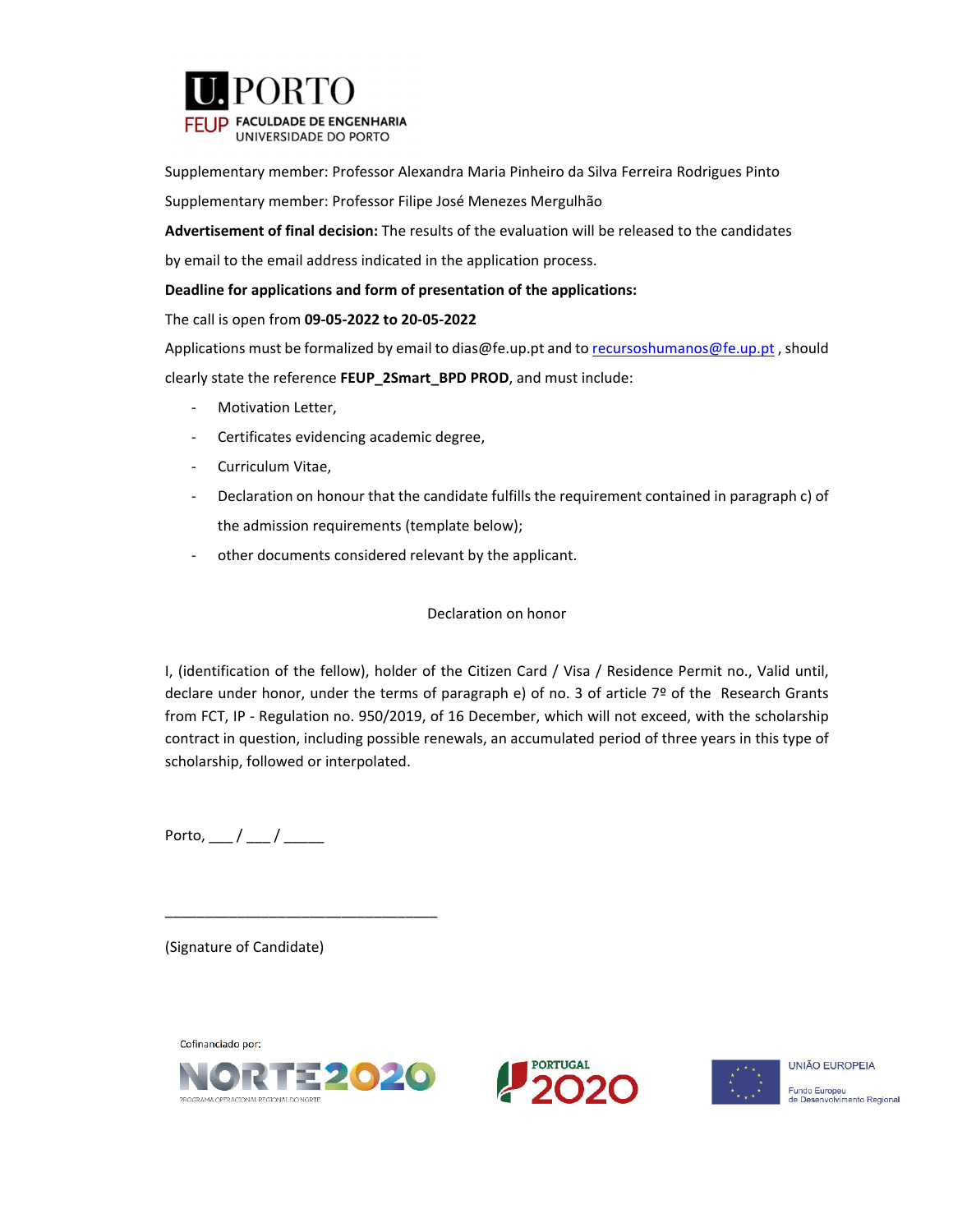Supplementary member: Professor Alexandra Maria Pinheiro da Silva Ferreira Rodrigues Pinto

Supplementary member: Professor Filipe José Menezes Mergulhão

**Advertisement of final decision:** The results of the evaluation will be released to the candidates by email to the email address indicated in the application process.

**Deadline for applications and form of presentation of the applications:**

The call is open from **09-05-2022 to 20-05-2022**

Applications must be formalized by email to dias@fe.up.pt and to recursoshumanos@fe.up.pt , should clearly state the reference **FEUP_2Smart_BPD PROD**, and must include:

- Motivation Letter,
- Certificates evidencing academic degree,
- Curriculum Vitae,
- Declaration on honour that the candidate fulfills the requirement contained in paragraph c) of the admission requirements (template below);
- other documents considered relevant by the applicant.

Declaration on honor

I, (identification of the fellow), holder of the Citizen Card / Visa / Residence Permit no., Valid until, declare under honor, under the terms of paragraph e) of no. 3 of article 7º of the Research Grants from FCT, IP - Regulation no. 950/2019, of 16 December, which will not exceed, with the scholarship contract in question, including possible renewals, an accumulated period of three years in this type of scholarship, followed or interpolated.

Porto, ___ / ___ / _____

___________________________________

(Signature of Candidate)

Cofinanciado por:

NORTE2020 PROGRAMA OPERACIONAL REGIONAL DO NORTE

PORTUGAL 2020

UNIÃO EUROPEIA Fundo Europeu de Desenvolvimento Regional